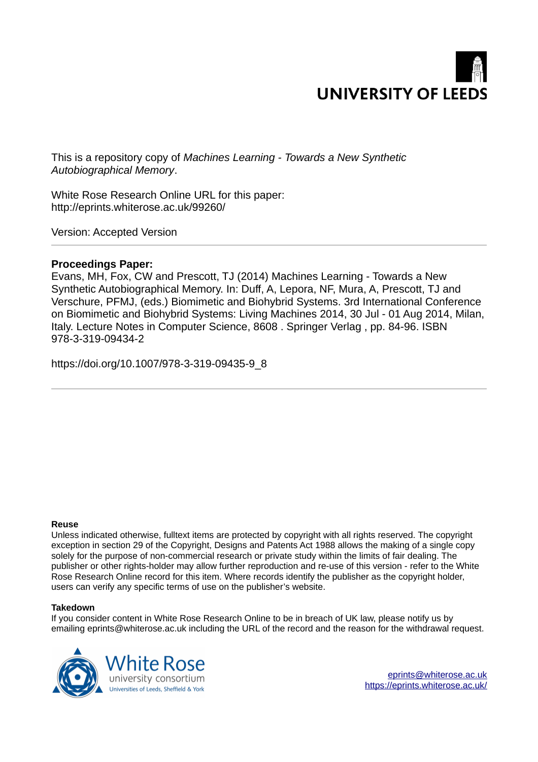UNIVERSITY OF LEEDS

This is a repository copy of *Machines Learning - Towards a New Synthetic Autobiographical Memory*.

White Rose Research Online URL for this paper:
http://eprints.whiterose.ac.uk/99260/

Version: Accepted Version

**Proceedings Paper:**

Evans, MH, Fox, CW and Prescott, TJ (2014) Machines Learning - Towards a New Synthetic Autobiographical Memory. In: Duff, A, Lepora, NF, Mura, A, Prescott, TJ and Verschure, PFMJ, (eds.) Biomimetic and Biohybrid Systems. 3rd International Conference on Biomimetic and Biohybrid Systems: Living Machines 2014, 30 Jul - 01 Aug 2014, Milan, Italy. Lecture Notes in Computer Science, 8608 . Springer Verlag , pp. 84-96. ISBN 978-3-319-09434-2

https://doi.org/10.1007/978-3-319-09435-9_8

---

**Reuse**

Unless indicated otherwise, fulltext items are protected by copyright with all rights reserved. The copyright exception in section 29 of the Copyright, Designs and Patents Act 1988 allows the making of a single copy solely for the purpose of non-commercial research or private study within the limits of fair dealing. The publisher or other rights-holder may allow further reproduction and re-use of this version - refer to the White Rose Research Online record for this item. Where records identify the publisher as the copyright holder, users can verify any specific terms of use on the publisher's website.

**Takedown**

If you consider content in White Rose Research Online to be in breach of UK law, please notify us by emailing eprints@whiterose.ac.uk including the URL of the record and the reason for the withdrawal request.

White Rose university consortium
Universities of Leeds, Sheffield & York

eprints@whiterose.ac.uk
https://eprints.whiterose.ac.uk/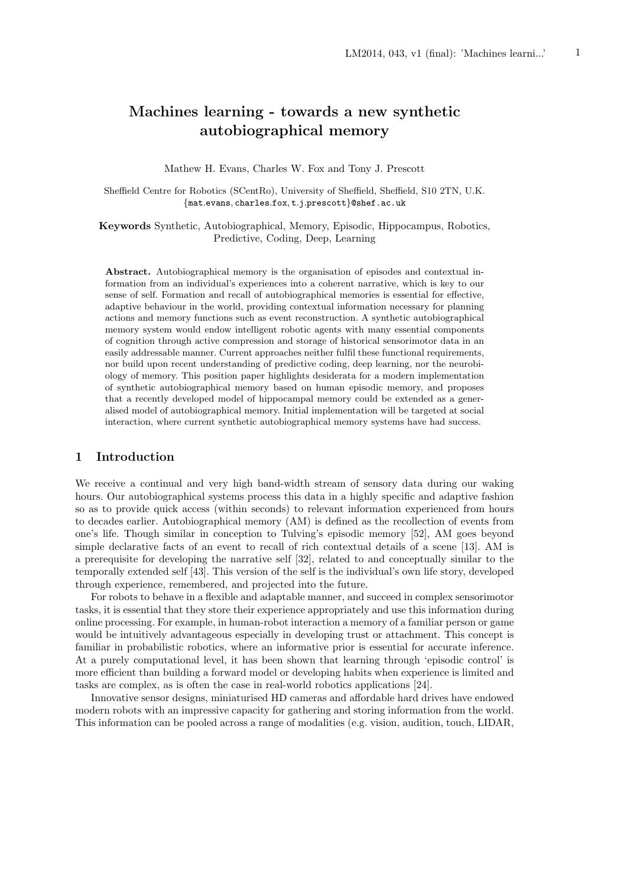# Machines learning - towards a new synthetic autobiographical memory

Mathew H. Evans, Charles W. Fox and Tony J. Prescott

Sheffield Centre for Robotics (SCentRo), University of Sheffield, Sheffield, S10 2TN, U.K.
{mat.evans, charles.fox, t.j.prescott}@shef.ac.uk

**Keywords** Synthetic, Autobiographical, Memory, Episodic, Hippocampus, Robotics, Predictive, Coding, Deep, Learning

**Abstract.** Autobiographical memory is the organisation of episodes and contextual information from an individual's experiences into a coherent narrative, which is key to our sense of self. Formation and recall of autobiographical memories is essential for effective, adaptive behaviour in the world, providing contextual information necessary for planning actions and memory functions such as event reconstruction. A synthetic autobiographical memory system would endow intelligent robotic agents with many essential components of cognition through active compression and storage of historical sensorimotor data in an easily addressable manner. Current approaches neither fulfil these functional requirements, nor build upon recent understanding of predictive coding, deep learning, nor the neurobiology of memory. This position paper highlights desiderata for a modern implementation of synthetic autobiographical memory based on human episodic memory, and proposes that a recently developed model of hippocampal memory could be extended as a generalised model of autobiographical memory. Initial implementation will be targeted at social interaction, where current synthetic autobiographical memory systems have had success.

## 1 Introduction

We receive a continual and very high band-width stream of sensory data during our waking hours. Our autobiographical systems process this data in a highly specific and adaptive fashion so as to provide quick access (within seconds) to relevant information experienced from hours to decades earlier. Autobiographical memory (AM) is defined as the recollection of events from one's life. Though similar in conception to Tulving's episodic memory [52], AM goes beyond simple declarative facts of an event to recall of rich contextual details of a scene [13]. AM is a prerequisite for developing the narrative self [32], related to and conceptually similar to the temporally extended self [43]. This version of the self is the individual's own life story, developed through experience, remembered, and projected into the future.

For robots to behave in a flexible and adaptable manner, and succeed in complex sensorimotor tasks, it is essential that they store their experience appropriately and use this information during online processing. For example, in human-robot interaction a memory of a familiar person or game would be intuitively advantageous especially in developing trust or attachment. This concept is familiar in probabilistic robotics, where an informative prior is essential for accurate inference. At a purely computational level, it has been shown that learning through 'episodic control' is more efficient than building a forward model or developing habits when experience is limited and tasks are complex, as is often the case in real-world robotics applications [24].

Innovative sensor designs, miniaturised HD cameras and affordable hard drives have endowed modern robots with an impressive capacity for gathering and storing information from the world. This information can be pooled across a range of modalities (e.g. vision, audition, touch, LIDAR,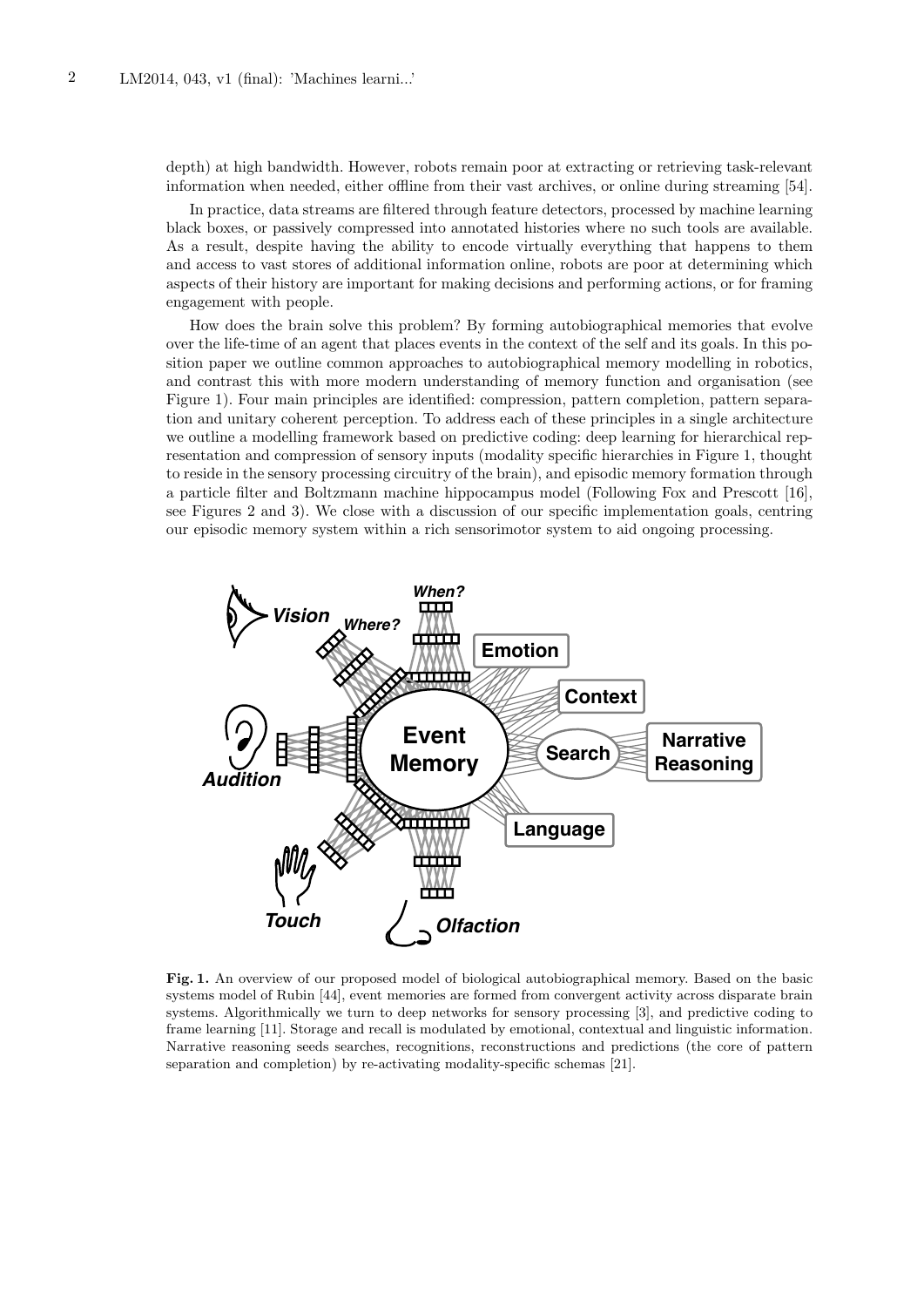depth) at high bandwidth. However, robots remain poor at extracting or retrieving task-relevant information when needed, either offline from their vast archives, or online during streaming [54].

In practice, data streams are filtered through feature detectors, processed by machine learning black boxes, or passively compressed into annotated histories where no such tools are available. As a result, despite having the ability to encode virtually everything that happens to them and access to vast stores of additional information online, robots are poor at determining which aspects of their history are important for making decisions and performing actions, or for framing engagement with people.

How does the brain solve this problem? By forming autobiographical memories that evolve over the life-time of an agent that places events in the context of the self and its goals. In this position paper we outline common approaches to autobiographical memory modelling in robotics, and contrast this with more modern understanding of memory function and organisation (see Figure 1). Four main principles are identified: compression, pattern completion, pattern separation and unitary coherent perception. To address each of these principles in a single architecture we outline a modelling framework based on predictive coding: deep learning for hierarchical representation and compression of sensory inputs (modality specific hierarchies in Figure 1, thought to reside in the sensory processing circuitry of the brain), and episodic memory formation through a particle filter and Boltzmann machine hippocampus model (Following Fox and Prescott [16], see Figures 2 and 3). We close with a discussion of our specific implementation goals, centring our episodic memory system within a rich sensorimotor system to aid ongoing processing.

**Fig. 1.** An overview of our proposed model of biological autobiographical memory. Based on the basic systems model of Rubin [44], event memories are formed from convergent activity across disparate brain systems. Algorithmically we turn to deep networks for sensory processing [3], and predictive coding to frame learning [11]. Storage and recall is modulated by emotional, contextual and linguistic information. Narrative reasoning seeds searches, recognitions, reconstructions and predictions (the core of pattern separation and completion) by re-activating modality-specific schemas [21].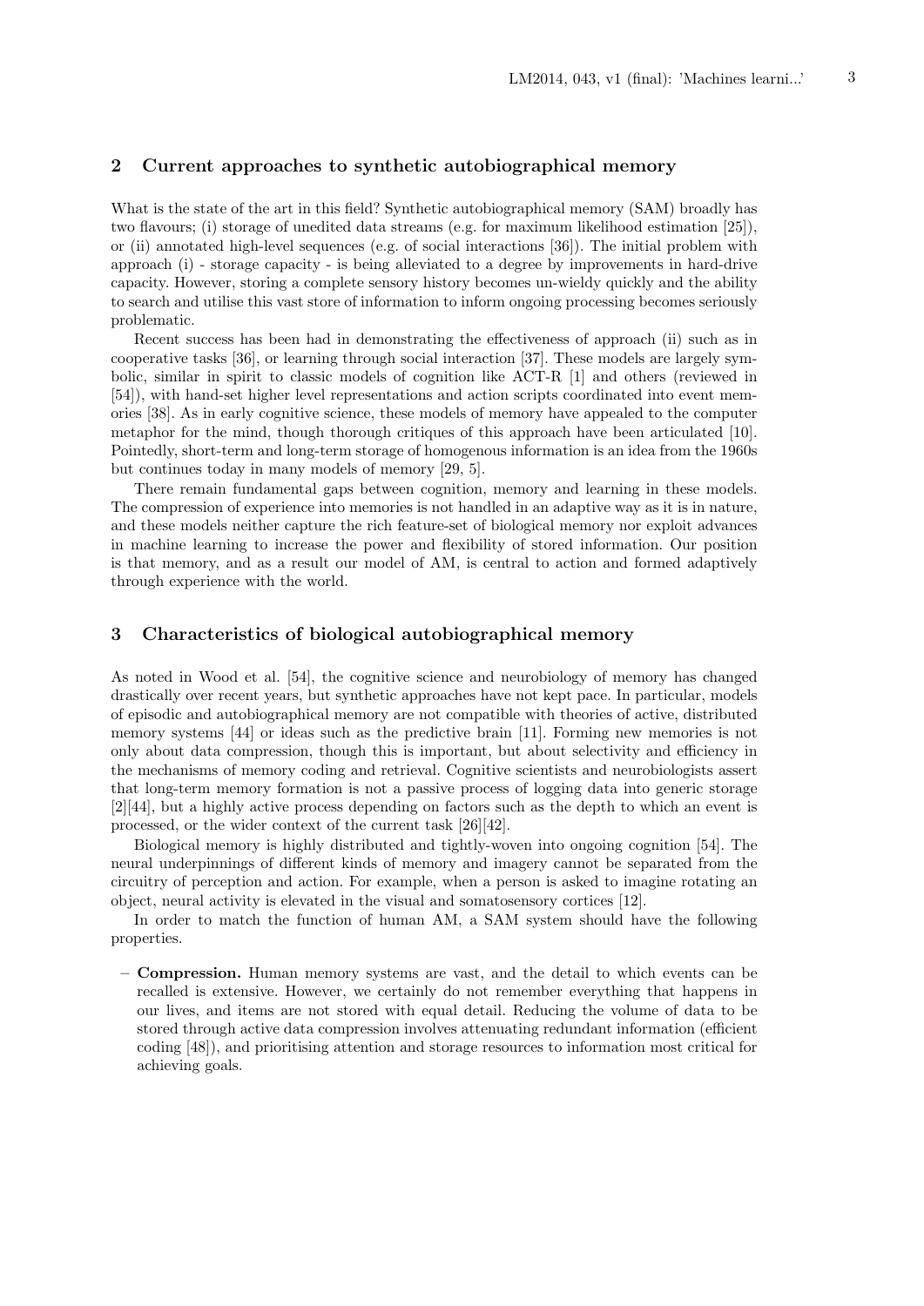## 2 Current approaches to synthetic autobiographical memory

What is the state of the art in this field? Synthetic autobiographical memory (SAM) broadly has two flavours; (i) storage of unedited data streams (e.g. for maximum likelihood estimation [25]), or (ii) annotated high-level sequences (e.g. of social interactions [36]). The initial problem with approach (i) - storage capacity - is being alleviated to a degree by improvements in hard-drive capacity. However, storing a complete sensory history becomes un-wieldy quickly and the ability to search and utilise this vast store of information to inform ongoing processing becomes seriously problematic.

Recent success has been had in demonstrating the effectiveness of approach (ii) such as in cooperative tasks [36], or learning through social interaction [37]. These models are largely symbolic, similar in spirit to classic models of cognition like ACT-R [1] and others (reviewed in [54]), with hand-set higher level representations and action scripts coordinated into event memories [38]. As in early cognitive science, these models of memory have appealed to the computer metaphor for the mind, though thorough critiques of this approach have been articulated [10]. Pointedly, short-term and long-term storage of homogenous information is an idea from the 1960s but continues today in many models of memory [29, 5].

There remain fundamental gaps between cognition, memory and learning in these models. The compression of experience into memories is not handled in an adaptive way as it is in nature, and these models neither capture the rich feature-set of biological memory nor exploit advances in machine learning to increase the power and flexibility of stored information. Our position is that memory, and as a result our model of AM, is central to action and formed adaptively through experience with the world.

## 3 Characteristics of biological autobiographical memory

As noted in Wood et al. [54], the cognitive science and neurobiology of memory has changed drastically over recent years, but synthetic approaches have not kept pace. In particular, models of episodic and autobiographical memory are not compatible with theories of active, distributed memory systems [44] or ideas such as the predictive brain [11]. Forming new memories is not only about data compression, though this is important, but about selectivity and efficiency in the mechanisms of memory coding and retrieval. Cognitive scientists and neurobiologists assert that long-term memory formation is not a passive process of logging data into generic storage [2][44], but a highly active process depending on factors such as the depth to which an event is processed, or the wider context of the current task [26][42].

Biological memory is highly distributed and tightly-woven into ongoing cognition [54]. The neural underpinnings of different kinds of memory and imagery cannot be separated from the circuitry of perception and action. For example, when a person is asked to imagine rotating an object, neural activity is elevated in the visual and somatosensory cortices [12].

In order to match the function of human AM, a SAM system should have the following properties.

- **Compression.** Human memory systems are vast, and the detail to which events can be recalled is extensive. However, we certainly do not remember everything that happens in our lives, and items are not stored with equal detail. Reducing the volume of data to be stored through active data compression involves attenuating redundant information (efficient coding [48]), and prioritising attention and storage resources to information most critical for achieving goals.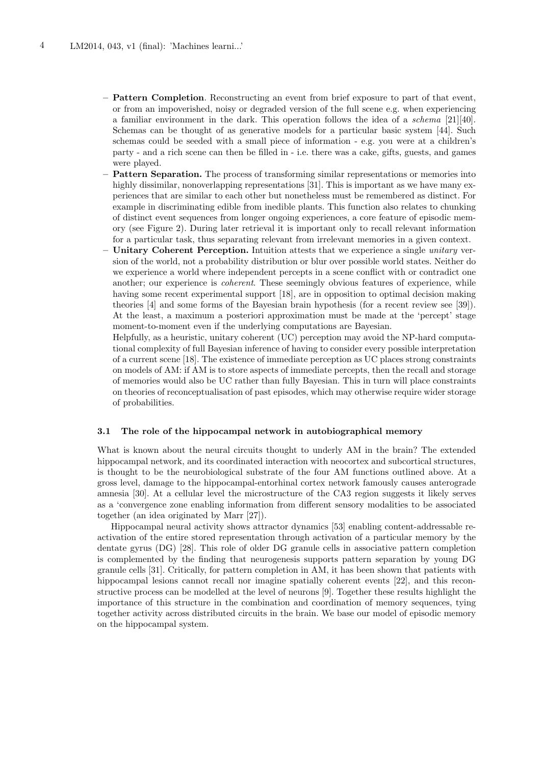- **Pattern Completion**. Reconstructing an event from brief exposure to part of that event, or from an impoverished, noisy or degraded version of the full scene e.g. when experiencing a familiar environment in the dark. This operation follows the idea of a *schema* [21][40]. Schemas can be thought of as generative models for a particular basic system [44]. Such schemas could be seeded with a small piece of information - e.g. you were at a children's party - and a rich scene can then be filled in - i.e. there was a cake, gifts, guests, and games were played.
- **Pattern Separation.** The process of transforming similar representations or memories into highly dissimilar, nonoverlapping representations [31]. This is important as we have many experiences that are similar to each other but nonetheless must be remembered as distinct. For example in discriminating edible from inedible plants. This function also relates to chunking of distinct event sequences from longer ongoing experiences, a core feature of episodic memory (see Figure 2). During later retrieval it is important only to recall relevant information for a particular task, thus separating relevant from irrelevant memories in a given context.
- **Unitary Coherent Perception.** Intuition attests that we experience a single *unitary* version of the world, not a probability distribution or blur over possible world states. Neither do we experience a world where independent percepts in a scene conflict with or contradict one another; our experience is *coherent*. These seemingly obvious features of experience, while having some recent experimental support [18], are in opposition to optimal decision making theories [4] and some forms of the Bayesian brain hypothesis (for a recent review see [39]). At the least, a maximum a posteriori approximation must be made at the 'percept' stage moment-to-moment even if the underlying computations are Bayesian.
  Helpfully, as a heuristic, unitary coherent (UC) perception may avoid the NP-hard computational complexity of full Bayesian inference of having to consider every possible interpretation of a current scene [18]. The existence of immediate perception as UC places strong constraints on models of AM: if AM is to store aspects of immediate percepts, then the recall and storage of memories would also be UC rather than fully Bayesian. This in turn will place constraints on theories of reconceptualisation of past episodes, which may otherwise require wider storage of probabilities.

### 3.1 The role of the hippocampal network in autobiographical memory

What is known about the neural circuits thought to underly AM in the brain? The extended hippocampal network, and its coordinated interaction with neocortex and subcortical structures, is thought to be the neurobiological substrate of the four AM functions outlined above. At a gross level, damage to the hippocampal-entorhinal cortex network famously causes anterograde amnesia [30]. At a cellular level the microstructure of the CA3 region suggests it likely serves as a 'convergence zone enabling information from different sensory modalities to be associated together (an idea originated by Marr [27]).

Hippocampal neural activity shows attractor dynamics [53] enabling content-addressable reactivation of the entire stored representation through activation of a particular memory by the dentate gyrus (DG) [28]. This role of older DG granule cells in associative pattern completion is complemented by the finding that neurogenesis supports pattern separation by young DG granule cells [31]. Critically, for pattern completion in AM, it has been shown that patients with hippocampal lesions cannot recall nor imagine spatially coherent events [22], and this reconstructive process can be modelled at the level of neurons [9]. Together these results highlight the importance of this structure in the combination and coordination of memory sequences, tying together activity across distributed circuits in the brain. We base our model of episodic memory on the hippocampal system.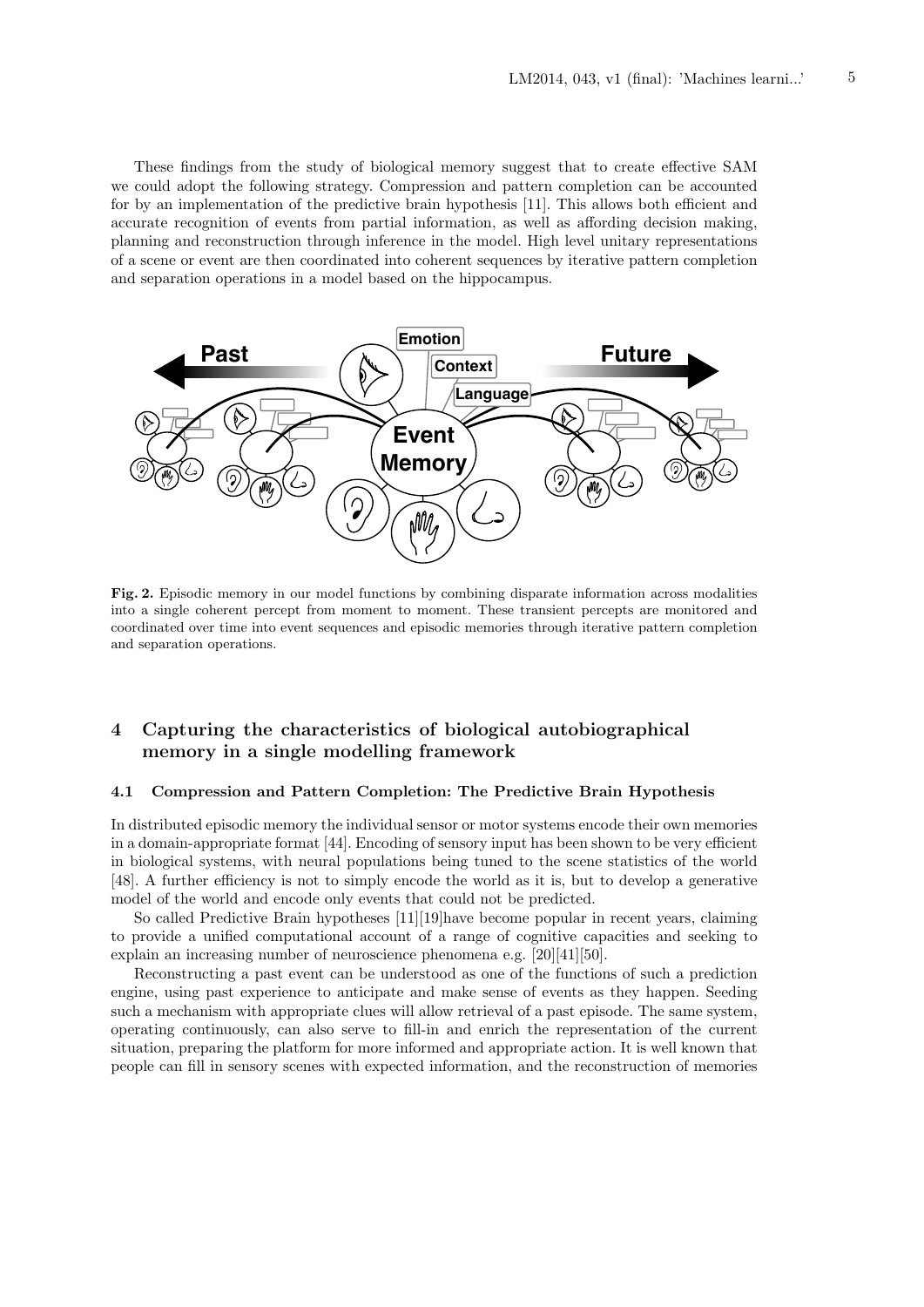These findings from the study of biological memory suggest that to create effective SAM we could adopt the following strategy. Compression and pattern completion can be accounted for by an implementation of the predictive brain hypothesis [11]. This allows both efficient and accurate recognition of events from partial information, as well as affording decision making, planning and reconstruction through inference in the model. High level unitary representations of a scene or event are then coordinated into coherent sequences by iterative pattern completion and separation operations in a model based on the hippocampus.

**Fig. 2.** Episodic memory in our model functions by combining disparate information across modalities into a single coherent percept from moment to moment. These transient percepts are monitored and coordinated over time into event sequences and episodic memories through iterative pattern completion and separation operations.

## 4 Capturing the characteristics of biological autobiographical memory in a single modelling framework

### 4.1 Compression and Pattern Completion: The Predictive Brain Hypothesis

In distributed episodic memory the individual sensor or motor systems encode their own memories in a domain-appropriate format [44]. Encoding of sensory input has been shown to be very efficient in biological systems, with neural populations being tuned to the scene statistics of the world [48]. A further efficiency is not to simply encode the world as it is, but to develop a generative model of the world and encode only events that could not be predicted.

So called Predictive Brain hypotheses [11][19]have become popular in recent years, claiming to provide a unified computational account of a range of cognitive capacities and seeking to explain an increasing number of neuroscience phenomena e.g. [20][41][50].

Reconstructing a past event can be understood as one of the functions of such a prediction engine, using past experience to anticipate and make sense of events as they happen. Seeding such a mechanism with appropriate clues will allow retrieval of a past episode. The same system, operating continuously, can also serve to fill-in and enrich the representation of the current situation, preparing the platform for more informed and appropriate action. It is well known that people can fill in sensory scenes with expected information, and the reconstruction of memories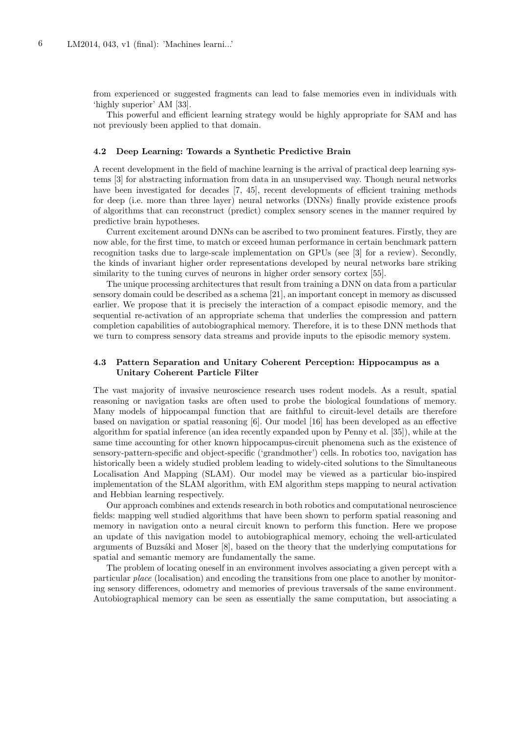from experienced or suggested fragments can lead to false memories even in individuals with 'highly superior' AM [33].

This powerful and efficient learning strategy would be highly appropriate for SAM and has not previously been applied to that domain.

### 4.2 Deep Learning: Towards a Synthetic Predictive Brain

A recent development in the field of machine learning is the arrival of practical deep learning systems [3] for abstracting information from data in an unsupervised way. Though neural networks have been investigated for decades [7, 45], recent developments of efficient training methods for deep (i.e. more than three layer) neural networks (DNNs) finally provide existence proofs of algorithms that can reconstruct (predict) complex sensory scenes in the manner required by predictive brain hypotheses.

Current excitement around DNNs can be ascribed to two prominent features. Firstly, they are now able, for the first time, to match or exceed human performance in certain benchmark pattern recognition tasks due to large-scale implementation on GPUs (see [3] for a review). Secondly, the kinds of invariant higher order representations developed by neural networks bare striking similarity to the tuning curves of neurons in higher order sensory cortex [55].

The unique processing architectures that result from training a DNN on data from a particular sensory domain could be described as a schema [21], an important concept in memory as discussed earlier. We propose that it is precisely the interaction of a compact episodic memory, and the sequential re-activation of an appropriate schema that underlies the compression and pattern completion capabilities of autobiographical memory. Therefore, it is to these DNN methods that we turn to compress sensory data streams and provide inputs to the episodic memory system.

### 4.3 Pattern Separation and Unitary Coherent Perception: Hippocampus as a Unitary Coherent Particle Filter

The vast majority of invasive neuroscience research uses rodent models. As a result, spatial reasoning or navigation tasks are often used to probe the biological foundations of memory. Many models of hippocampal function that are faithful to circuit-level details are therefore based on navigation or spatial reasoning [6]. Our model [16] has been developed as an effective algorithm for spatial inference (an idea recently expanded upon by Penny et al. [35]), while at the same time accounting for other known hippocampus-circuit phenomena such as the existence of sensory-pattern-specific and object-specific ('grandmother') cells. In robotics too, navigation has historically been a widely studied problem leading to widely-cited solutions to the Simultaneous Localisation And Mapping (SLAM). Our model may be viewed as a particular bio-inspired implementation of the SLAM algorithm, with EM algorithm steps mapping to neural activation and Hebbian learning respectively.

Our approach combines and extends research in both robotics and computational neuroscience fields: mapping well studied algorithms that have been shown to perform spatial reasoning and memory in navigation onto a neural circuit known to perform this function. Here we propose an update of this navigation model to autobiographical memory, echoing the well-articulated arguments of Buzsáki and Moser [8], based on the theory that the underlying computations for spatial and semantic memory are fundamentally the same.

The problem of locating oneself in an environment involves associating a given percept with a particular *place* (localisation) and encoding the transitions from one place to another by monitoring sensory differences, odometry and memories of previous traversals of the same environment. Autobiographical memory can be seen as essentially the same computation, but associating a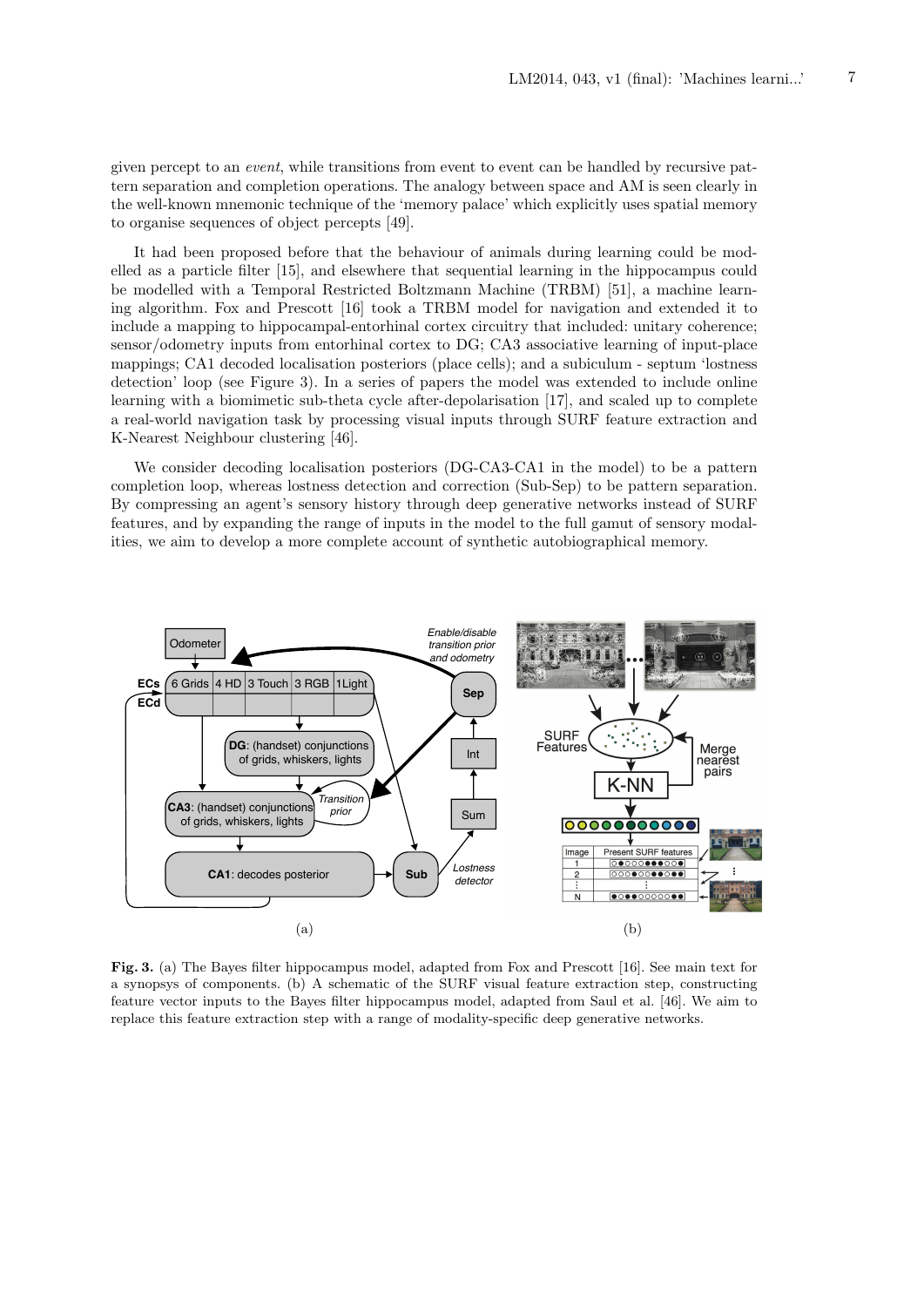given percept to an *event*, while transitions from event to event can be handled by recursive pattern separation and completion operations. The analogy between space and AM is seen clearly in the well-known mnemonic technique of the 'memory palace' which explicitly uses spatial memory to organise sequences of object percepts [49].

It had been proposed before that the behaviour of animals during learning could be modelled as a particle filter [15], and elsewhere that sequential learning in the hippocampus could be modelled with a Temporal Restricted Boltzmann Machine (TRBM) [51], a machine learning algorithm. Fox and Prescott [16] took a TRBM model for navigation and extended it to include a mapping to hippocampal-entorhinal cortex circuitry that included: unitary coherence; sensor/odometry inputs from entorhinal cortex to DG; CA3 associative learning of input-place mappings; CA1 decoded localisation posteriors (place cells); and a subiculum - septum 'lostness detection' loop (see Figure 3). In a series of papers the model was extended to include online learning with a biomimetic sub-theta cycle after-depolarisation [17], and scaled up to complete a real-world navigation task by processing visual inputs through SURF feature extraction and K-Nearest Neighbour clustering [46].

We consider decoding localisation posteriors (DG-CA3-CA1 in the model) to be a pattern completion loop, whereas lostness detection and correction (Sub-Sep) to be pattern separation. By compressing an agent's sensory history through deep generative networks instead of SURF features, and by expanding the range of inputs in the model to the full gamut of sensory modalities, we aim to develop a more complete account of synthetic autobiographical memory.

**Fig. 3.** (a) The Bayes filter hippocampus model, adapted from Fox and Prescott [16]. See main text for a synopsys of components. (b) A schematic of the SURF visual feature extraction step, constructing feature vector inputs to the Bayes filter hippocampus model, adapted from Saul et al. [46]. We aim to replace this feature extraction step with a range of modality-specific deep generative networks.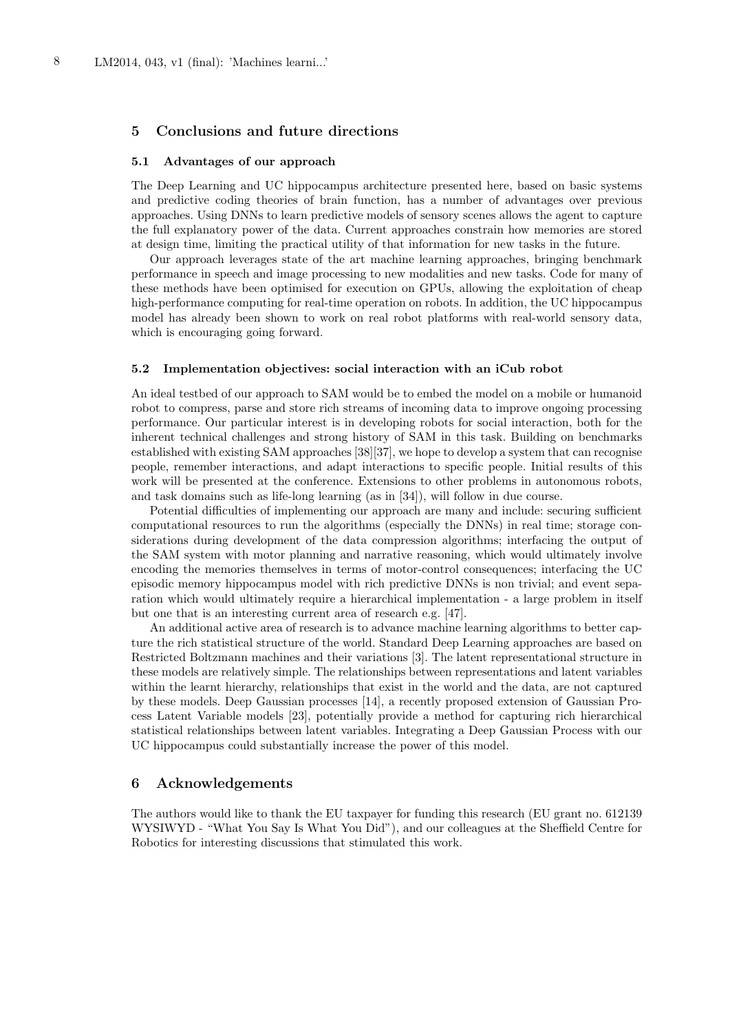## 5 Conclusions and future directions

### 5.1 Advantages of our approach

The Deep Learning and UC hippocampus architecture presented here, based on basic systems and predictive coding theories of brain function, has a number of advantages over previous approaches. Using DNNs to learn predictive models of sensory scenes allows the agent to capture the full explanatory power of the data. Current approaches constrain how memories are stored at design time, limiting the practical utility of that information for new tasks in the future.

Our approach leverages state of the art machine learning approaches, bringing benchmark performance in speech and image processing to new modalities and new tasks. Code for many of these methods have been optimised for execution on GPUs, allowing the exploitation of cheap high-performance computing for real-time operation on robots. In addition, the UC hippocampus model has already been shown to work on real robot platforms with real-world sensory data, which is encouraging going forward.

### 5.2 Implementation objectives: social interaction with an iCub robot

An ideal testbed of our approach to SAM would be to embed the model on a mobile or humanoid robot to compress, parse and store rich streams of incoming data to improve ongoing processing performance. Our particular interest is in developing robots for social interaction, both for the inherent technical challenges and strong history of SAM in this task. Building on benchmarks established with existing SAM approaches [38][37], we hope to develop a system that can recognise people, remember interactions, and adapt interactions to specific people. Initial results of this work will be presented at the conference. Extensions to other problems in autonomous robots, and task domains such as life-long learning (as in [34]), will follow in due course.

Potential difficulties of implementing our approach are many and include: securing sufficient computational resources to run the algorithms (especially the DNNs) in real time; storage considerations during development of the data compression algorithms; interfacing the output of the SAM system with motor planning and narrative reasoning, which would ultimately involve encoding the memories themselves in terms of motor-control consequences; interfacing the UC episodic memory hippocampus model with rich predictive DNNs is non trivial; and event separation which would ultimately require a hierarchical implementation - a large problem in itself but one that is an interesting current area of research e.g. [47].

An additional active area of research is to advance machine learning algorithms to better capture the rich statistical structure of the world. Standard Deep Learning approaches are based on Restricted Boltzmann machines and their variations [3]. The latent representational structure in these models are relatively simple. The relationships between representations and latent variables within the learnt hierarchy, relationships that exist in the world and the data, are not captured by these models. Deep Gaussian processes [14], a recently proposed extension of Gaussian Process Latent Variable models [23], potentially provide a method for capturing rich hierarchical statistical relationships between latent variables. Integrating a Deep Gaussian Process with our UC hippocampus could substantially increase the power of this model.

## 6 Acknowledgements

The authors would like to thank the EU taxpayer for funding this research (EU grant no. 612139 WYSIWYD - "What You Say Is What You Did"), and our colleagues at the Sheffield Centre for Robotics for interesting discussions that stimulated this work.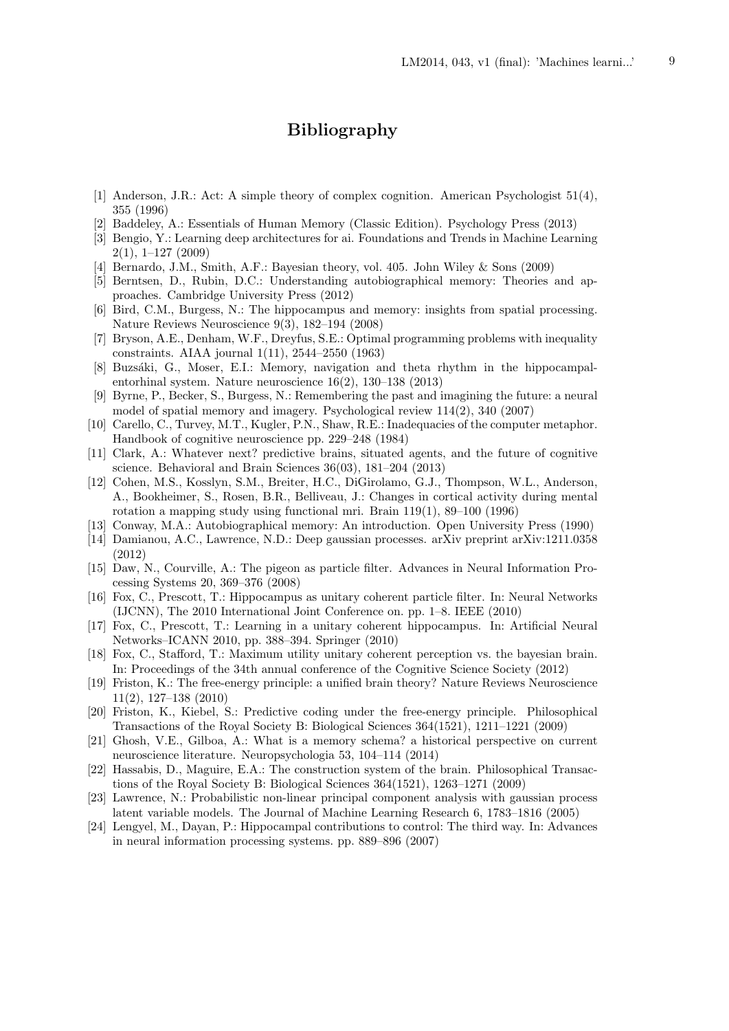# Bibliography

[1] Anderson, J.R.: Act: A simple theory of complex cognition. American Psychologist 51(4), 355 (1996)

[2] Baddeley, A.: Essentials of Human Memory (Classic Edition). Psychology Press (2013)

[3] Bengio, Y.: Learning deep architectures for ai. Foundations and Trends in Machine Learning 2(1), 1–127 (2009)

[4] Bernardo, J.M., Smith, A.F.: Bayesian theory, vol. 405. John Wiley & Sons (2009)

[5] Berntsen, D., Rubin, D.C.: Understanding autobiographical memory: Theories and approaches. Cambridge University Press (2012)

[6] Bird, C.M., Burgess, N.: The hippocampus and memory: insights from spatial processing. Nature Reviews Neuroscience 9(3), 182–194 (2008)

[7] Bryson, A.E., Denham, W.F., Dreyfus, S.E.: Optimal programming problems with inequality constraints. AIAA journal 1(11), 2544–2550 (1963)

[8] Buzsáki, G., Moser, E.I.: Memory, navigation and theta rhythm in the hippocampal-entorhinal system. Nature neuroscience 16(2), 130–138 (2013)

[9] Byrne, P., Becker, S., Burgess, N.: Remembering the past and imagining the future: a neural model of spatial memory and imagery. Psychological review 114(2), 340 (2007)

[10] Carello, C., Turvey, M.T., Kugler, P.N., Shaw, R.E.: Inadequacies of the computer metaphor. Handbook of cognitive neuroscience pp. 229–248 (1984)

[11] Clark, A.: Whatever next? predictive brains, situated agents, and the future of cognitive science. Behavioral and Brain Sciences 36(03), 181–204 (2013)

[12] Cohen, M.S., Kosslyn, S.M., Breiter, H.C., DiGirolamo, G.J., Thompson, W.L., Anderson, A., Bookheimer, S., Rosen, B.R., Belliveau, J.: Changes in cortical activity during mental rotation a mapping study using functional mri. Brain 119(1), 89–100 (1996)

[13] Conway, M.A.: Autobiographical memory: An introduction. Open University Press (1990)

[14] Damianou, A.C., Lawrence, N.D.: Deep gaussian processes. arXiv preprint arXiv:1211.0358 (2012)

[15] Daw, N., Courville, A.: The pigeon as particle filter. Advances in Neural Information Processing Systems 20, 369–376 (2008)

[16] Fox, C., Prescott, T.: Hippocampus as unitary coherent particle filter. In: Neural Networks (IJCNN), The 2010 International Joint Conference on. pp. 1–8. IEEE (2010)

[17] Fox, C., Prescott, T.: Learning in a unitary coherent hippocampus. In: Artificial Neural Networks–ICANN 2010, pp. 388–394. Springer (2010)

[18] Fox, C., Stafford, T.: Maximum utility unitary coherent perception vs. the bayesian brain. In: Proceedings of the 34th annual conference of the Cognitive Science Society (2012)

[19] Friston, K.: The free-energy principle: a unified brain theory? Nature Reviews Neuroscience 11(2), 127–138 (2010)

[20] Friston, K., Kiebel, S.: Predictive coding under the free-energy principle. Philosophical Transactions of the Royal Society B: Biological Sciences 364(1521), 1211–1221 (2009)

[21] Ghosh, V.E., Gilboa, A.: What is a memory schema? a historical perspective on current neuroscience literature. Neuropsychologia 53, 104–114 (2014)

[22] Hassabis, D., Maguire, E.A.: The construction system of the brain. Philosophical Transactions of the Royal Society B: Biological Sciences 364(1521), 1263–1271 (2009)

[23] Lawrence, N.: Probabilistic non-linear principal component analysis with gaussian process latent variable models. The Journal of Machine Learning Research 6, 1783–1816 (2005)

[24] Lengyel, M., Dayan, P.: Hippocampal contributions to control: The third way. In: Advances in neural information processing systems. pp. 889–896 (2007)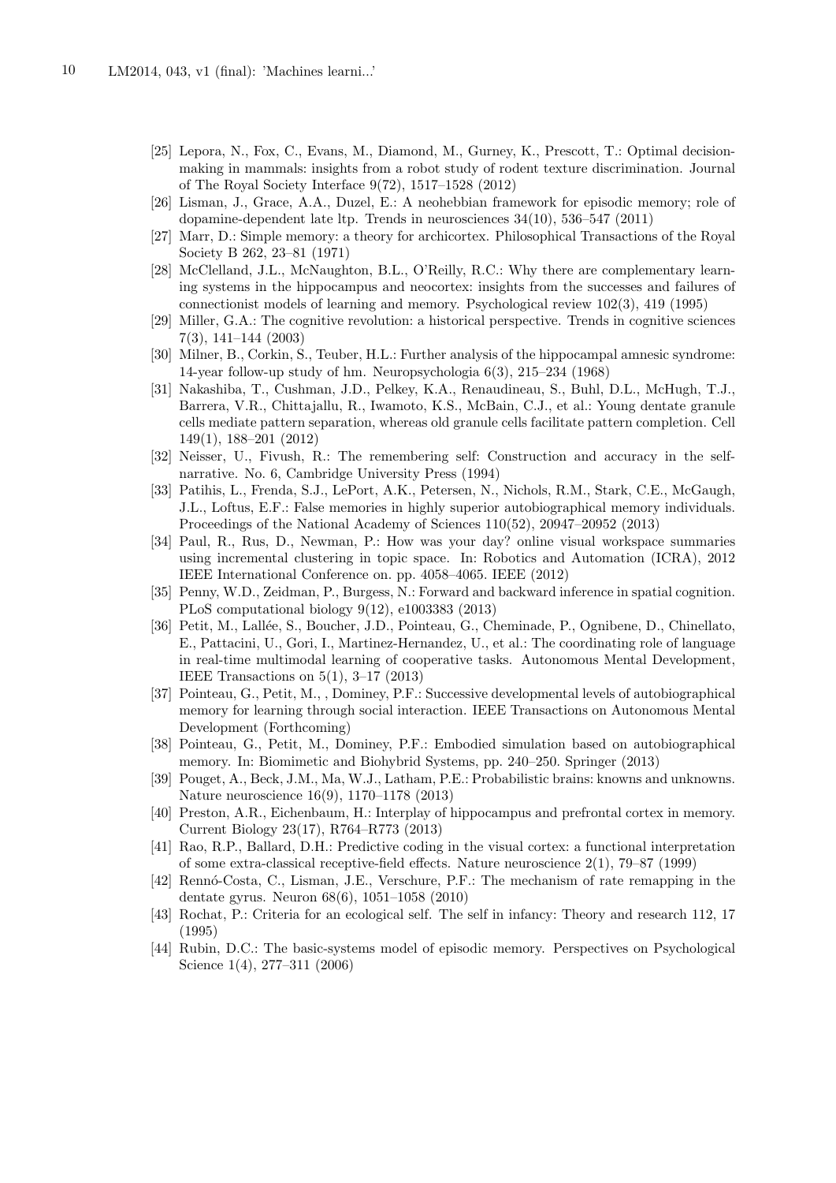[25] Lepora, N., Fox, C., Evans, M., Diamond, M., Gurney, K., Prescott, T.: Optimal decision-making in mammals: insights from a robot study of rodent texture discrimination. Journal of The Royal Society Interface 9(72), 1517–1528 (2012)

[26] Lisman, J., Grace, A.A., Duzel, E.: A neohebbian framework for episodic memory; role of dopamine-dependent late ltp. Trends in neurosciences 34(10), 536–547 (2011)

[27] Marr, D.: Simple memory: a theory for archicortex. Philosophical Transactions of the Royal Society B 262, 23–81 (1971)

[28] McClelland, J.L., McNaughton, B.L., O'Reilly, R.C.: Why there are complementary learning systems in the hippocampus and neocortex: insights from the successes and failures of connectionist models of learning and memory. Psychological review 102(3), 419 (1995)

[29] Miller, G.A.: The cognitive revolution: a historical perspective. Trends in cognitive sciences 7(3), 141–144 (2003)

[30] Milner, B., Corkin, S., Teuber, H.L.: Further analysis of the hippocampal amnesic syndrome: 14-year follow-up study of hm. Neuropsychologia 6(3), 215–234 (1968)

[31] Nakashiba, T., Cushman, J.D., Pelkey, K.A., Renaudineau, S., Buhl, D.L., McHugh, T.J., Barrera, V.R., Chittajallu, R., Iwamoto, K.S., McBain, C.J., et al.: Young dentate granule cells mediate pattern separation, whereas old granule cells facilitate pattern completion. Cell 149(1), 188–201 (2012)

[32] Neisser, U., Fivush, R.: The remembering self: Construction and accuracy in the self-narrative. No. 6, Cambridge University Press (1994)

[33] Patihis, L., Frenda, S.J., LePort, A.K., Petersen, N., Nichols, R.M., Stark, C.E., McGaugh, J.L., Loftus, E.F.: False memories in highly superior autobiographical memory individuals. Proceedings of the National Academy of Sciences 110(52), 20947–20952 (2013)

[34] Paul, R., Rus, D., Newman, P.: How was your day? online visual workspace summaries using incremental clustering in topic space. In: Robotics and Automation (ICRA), 2012 IEEE International Conference on. pp. 4058–4065. IEEE (2012)

[35] Penny, W.D., Zeidman, P., Burgess, N.: Forward and backward inference in spatial cognition. PLoS computational biology 9(12), e1003383 (2013)

[36] Petit, M., Lallée, S., Boucher, J.D., Pointeau, G., Cheminade, P., Ognibene, D., Chinellato, E., Pattacini, U., Gori, I., Martinez-Hernandez, U., et al.: The coordinating role of language in real-time multimodal learning of cooperative tasks. Autonomous Mental Development, IEEE Transactions on 5(1), 3–17 (2013)

[37] Pointeau, G., Petit, M., , Dominey, P.F.: Successive developmental levels of autobiographical memory for learning through social interaction. IEEE Transactions on Autonomous Mental Development (Forthcoming)

[38] Pointeau, G., Petit, M., Dominey, P.F.: Embodied simulation based on autobiographical memory. In: Biomimetic and Biohybrid Systems, pp. 240–250. Springer (2013)

[39] Pouget, A., Beck, J.M., Ma, W.J., Latham, P.E.: Probabilistic brains: knowns and unknowns. Nature neuroscience 16(9), 1170–1178 (2013)

[40] Preston, A.R., Eichenbaum, H.: Interplay of hippocampus and prefrontal cortex in memory. Current Biology 23(17), R764–R773 (2013)

[41] Rao, R.P., Ballard, D.H.: Predictive coding in the visual cortex: a functional interpretation of some extra-classical receptive-field effects. Nature neuroscience 2(1), 79–87 (1999)

[42] Rennó-Costa, C., Lisman, J.E., Verschure, P.F.: The mechanism of rate remapping in the dentate gyrus. Neuron 68(6), 1051–1058 (2010)

[43] Rochat, P.: Criteria for an ecological self. The self in infancy: Theory and research 112, 17 (1995)

[44] Rubin, D.C.: The basic-systems model of episodic memory. Perspectives on Psychological Science 1(4), 277–311 (2006)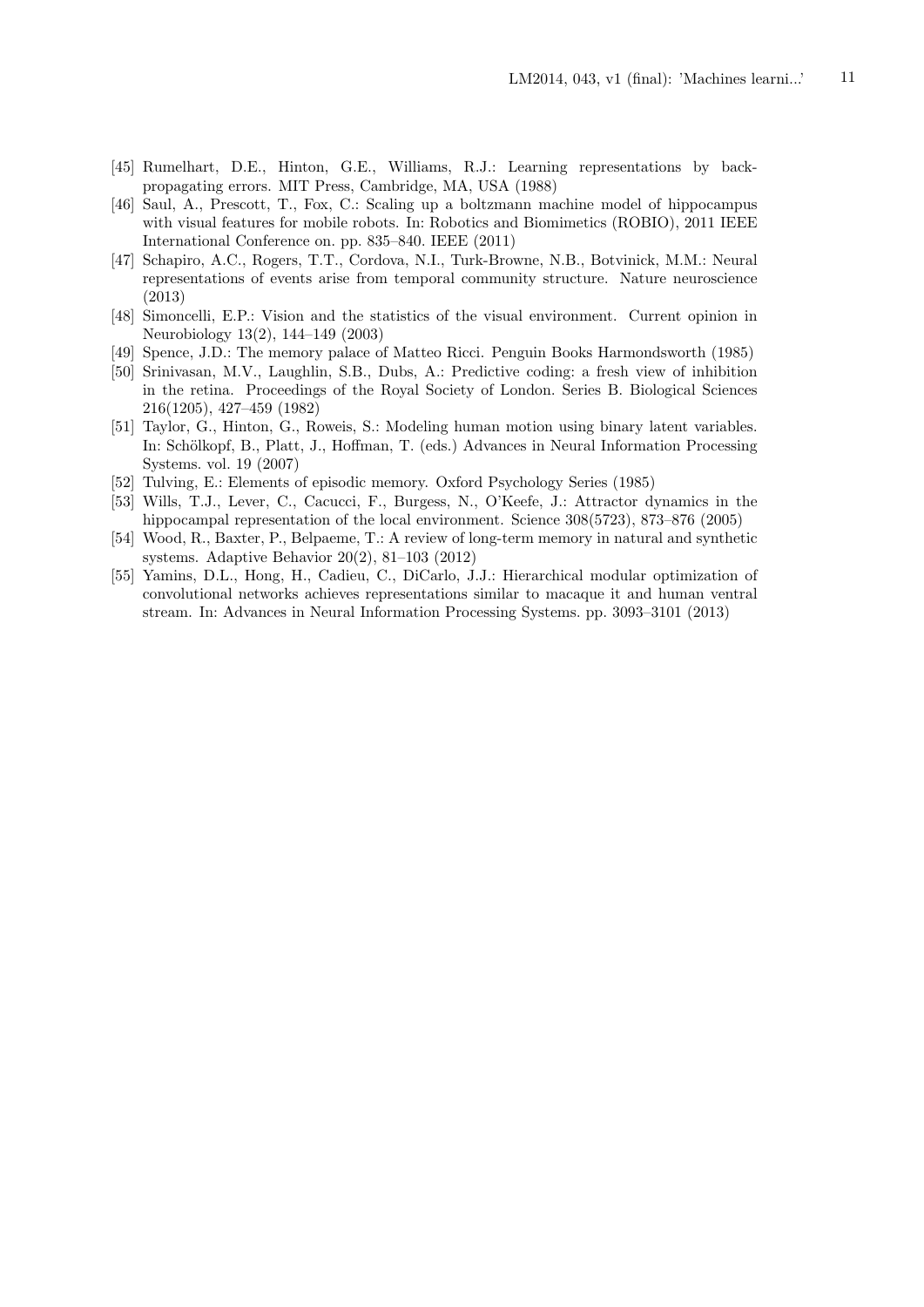[45] Rumelhart, D.E., Hinton, G.E., Williams, R.J.: Learning representations by back-propagating errors. MIT Press, Cambridge, MA, USA (1988)

[46] Saul, A., Prescott, T., Fox, C.: Scaling up a boltzmann machine model of hippocampus with visual features for mobile robots. In: Robotics and Biomimetics (ROBIO), 2011 IEEE International Conference on. pp. 835–840. IEEE (2011)

[47] Schapiro, A.C., Rogers, T.T., Cordova, N.I., Turk-Browne, N.B., Botvinick, M.M.: Neural representations of events arise from temporal community structure. Nature neuroscience (2013)

[48] Simoncelli, E.P.: Vision and the statistics of the visual environment. Current opinion in Neurobiology 13(2), 144–149 (2003)

[49] Spence, J.D.: The memory palace of Matteo Ricci. Penguin Books Harmondsworth (1985)

[50] Srinivasan, M.V., Laughlin, S.B., Dubs, A.: Predictive coding: a fresh view of inhibition in the retina. Proceedings of the Royal Society of London. Series B. Biological Sciences 216(1205), 427–459 (1982)

[51] Taylor, G., Hinton, G., Roweis, S.: Modeling human motion using binary latent variables. In: Schölkopf, B., Platt, J., Hoffman, T. (eds.) Advances in Neural Information Processing Systems. vol. 19 (2007)

[52] Tulving, E.: Elements of episodic memory. Oxford Psychology Series (1985)

[53] Wills, T.J., Lever, C., Cacucci, F., Burgess, N., O'Keefe, J.: Attractor dynamics in the hippocampal representation of the local environment. Science 308(5723), 873–876 (2005)

[54] Wood, R., Baxter, P., Belpaeme, T.: A review of long-term memory in natural and synthetic systems. Adaptive Behavior 20(2), 81–103 (2012)

[55] Yamins, D.L., Hong, H., Cadieu, C., DiCarlo, J.J.: Hierarchical modular optimization of convolutional networks achieves representations similar to macaque it and human ventral stream. In: Advances in Neural Information Processing Systems. pp. 3093–3101 (2013)